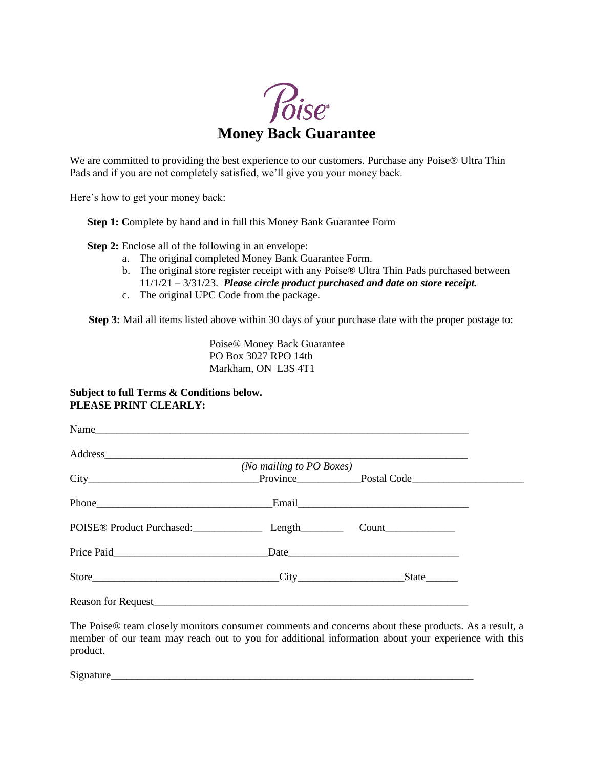# Poise®

## Money Back Guarantee

We are committed to providing the best experience to our customers. Purchase any Poise® Ultra Thin Pads and if you are not completely satisfied, we'll give you your money back.

Here's how to get your money back:

**Step 1: C**omplete by hand and in full this Money Bank Guarantee Form

**Step 2:** Enclose all of the following in an envelope:

a. The original completed Money Bank Guarantee Form.
b. The original store register receipt with any Poise® Ultra Thin Pads purchased between 11/1/21 – 3/31/23. ***Please circle product purchased and date on store receipt.***
c. The original UPC Code from the package.

**Step 3:** Mail all items listed above within 30 days of your purchase date with the proper postage to:

Poise® Money Back Guarantee
PO Box 3027 RPO 14th
Markham, ON L3S 4T1

**Subject to full Terms & Conditions below.**
**PLEASE PRINT CLEARLY:**

Name___________________________________________________________________________

Address_________________________________________________________________________
*(No mailing to PO Boxes)*

City______________________________Province___________Postal Code____________________

Phone________________________________Email______________________________

POISE® Product Purchased:_____________ Length________ Count_____________

Price Paid____________________________Date________________________________

Store__________________________________City___________________State______

Reason for Request______________________________________________________________

The Poise® team closely monitors consumer comments and concerns about these products. As a result, a member of our team may reach out to you for additional information about your experience with this product.

Signature_______________________________________________________________________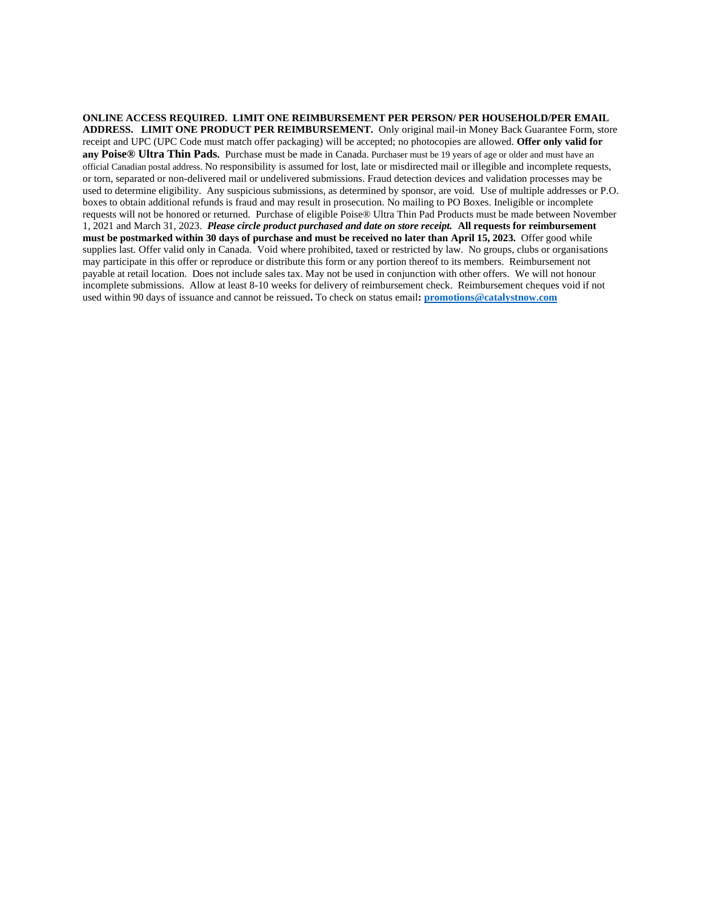**ONLINE ACCESS REQUIRED. LIMIT ONE REIMBURSEMENT PER PERSON/ PER HOUSEHOLD/PER EMAIL ADDRESS. LIMIT ONE PRODUCT PER REIMBURSEMENT.** Only original mail-in Money Back Guarantee Form, store receipt and UPC (UPC Code must match offer packaging) will be accepted; no photocopies are allowed. **Offer only valid for any Poise® Ultra Thin Pads.** Purchase must be made in Canada. Purchaser must be 19 years of age or older and must have an official Canadian postal address. No responsibility is assumed for lost, late or misdirected mail or illegible and incomplete requests, or torn, separated or non-delivered mail or undelivered submissions. Fraud detection devices and validation processes may be used to determine eligibility. Any suspicious submissions, as determined by sponsor, are void. Use of multiple addresses or P.O. boxes to obtain additional refunds is fraud and may result in prosecution. No mailing to PO Boxes. Ineligible or incomplete requests will not be honored or returned. Purchase of eligible Poise® Ultra Thin Pad Products must be made between November 1, 2021 and March 31, 2023. ***Please circle product purchased and date on store receipt.*** **All requests for reimbursement must be postmarked within 30 days of purchase and must be received no later than April 15, 2023.** Offer good while supplies last. Offer valid only in Canada. Void where prohibited, taxed or restricted by law. No groups, clubs or organisations may participate in this offer or reproduce or distribute this form or any portion thereof to its members. Reimbursement not payable at retail location. Does not include sales tax. May not be used in conjunction with other offers. We will not honour incomplete submissions. Allow at least 8-10 weeks for delivery of reimbursement check. Reimbursement cheques void if not used within 90 days of issuance and cannot be reissued**.** To check on status email**:** **promotions@catalystnow.com**